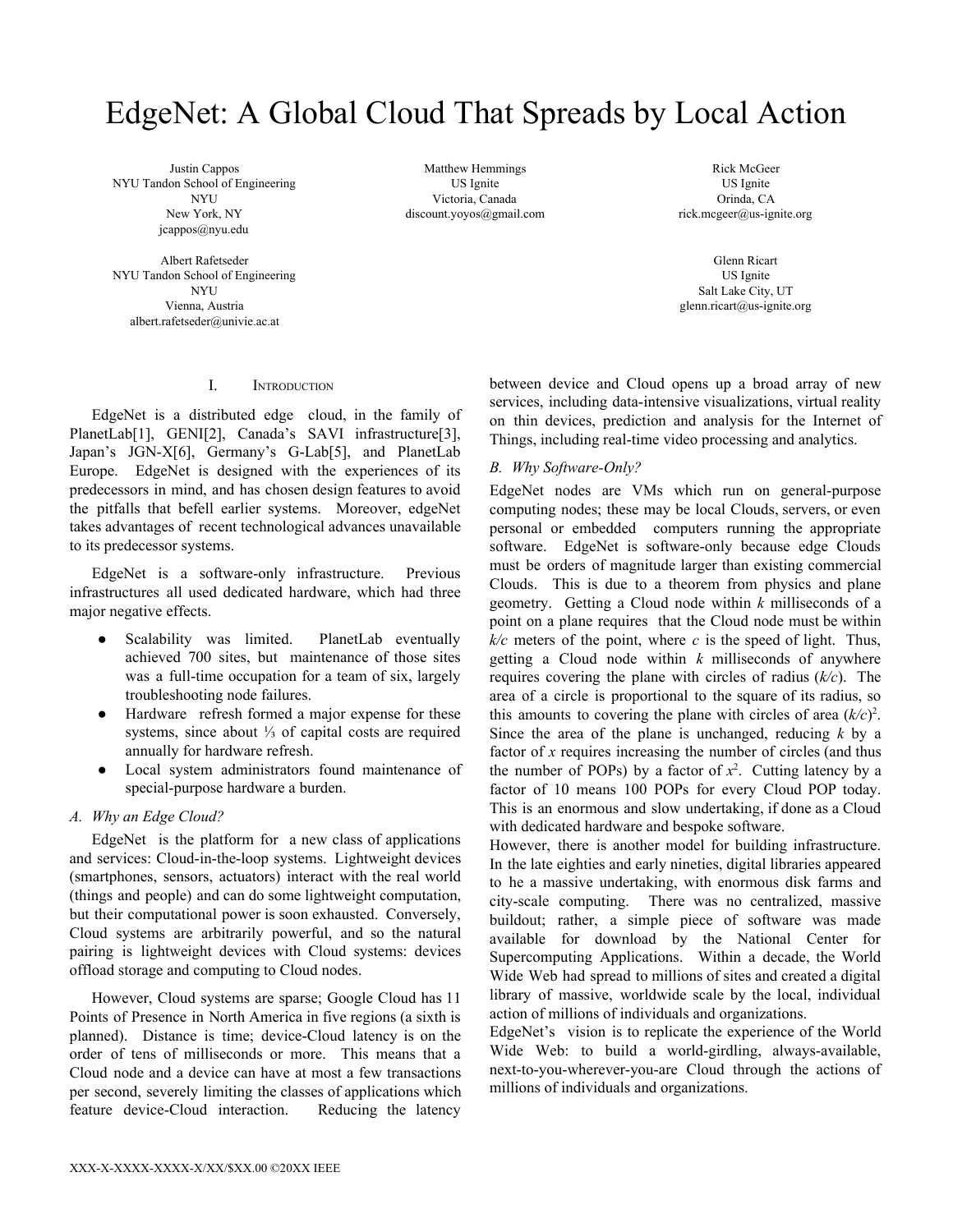# EdgeNet: A Global Cloud That Spreads by Local Action

Justin Cappos
NYU Tandon School of Engineering
NYU
New York, NY
jcappos@nyu.edu

Matthew Hemmings
US Ignite
Victoria, Canada
discount.yoyos@gmail.com

Rick McGeer
US Ignite
Orinda, CA
rick.mcgeer@us-ignite.org

Albert Rafetseder
NYU Tandon School of Engineering
NYU
Vienna, Austria
albert.rafetseder@univie.ac.at

Glenn Ricart
US Ignite
Salt Lake City, UT
glenn.ricart@us-ignite.org

## I. Introduction

EdgeNet is a distributed edge cloud, in the family of PlanetLab[1], GENI[2], Canada's SAVI infrastructure[3], Japan's JGN-X[6], Germany's G-Lab[5], and PlanetLab Europe. EdgeNet is designed with the experiences of its predecessors in mind, and has chosen design features to avoid the pitfalls that befell earlier systems. Moreover, edgeNet takes advantages of recent technological advances unavailable to its predecessor systems.

EdgeNet is a software-only infrastructure. Previous infrastructures all used dedicated hardware, which had three major negative effects.

- Scalability was limited. PlanetLab eventually achieved 700 sites, but maintenance of those sites was a full-time occupation for a team of six, largely troubleshooting node failures.
- Hardware refresh formed a major expense for these systems, since about ⅓ of capital costs are required annually for hardware refresh.
- Local system administrators found maintenance of special-purpose hardware a burden.

### A. Why an Edge Cloud?

EdgeNet is the platform for a new class of applications and services: Cloud-in-the-loop systems. Lightweight devices (smartphones, sensors, actuators) interact with the real world (things and people) and can do some lightweight computation, but their computational power is soon exhausted. Conversely, Cloud systems are arbitrarily powerful, and so the natural pairing is lightweight devices with Cloud systems: devices offload storage and computing to Cloud nodes.

However, Cloud systems are sparse; Google Cloud has 11 Points of Presence in North America in five regions (a sixth is planned). Distance is time; device-Cloud latency is on the order of tens of milliseconds or more. This means that a Cloud node and a device can have at most a few transactions per second, severely limiting the classes of applications which feature device-Cloud interaction. Reducing the latency between device and Cloud opens up a broad array of new services, including data-intensive visualizations, virtual reality on thin devices, prediction and analysis for the Internet of Things, including real-time video processing and analytics.

### B. Why Software-Only?

EdgeNet nodes are VMs which run on general-purpose computing nodes; these may be local Clouds, servers, or even personal or embedded computers running the appropriate software. EdgeNet is software-only because edge Clouds must be orders of magnitude larger than existing commercial Clouds. This is due to a theorem from physics and plane geometry. Getting a Cloud node within $k$ milliseconds of a point on a plane requires that the Cloud node must be within $k/c$ meters of the point, where $c$ is the speed of light. Thus, getting a Cloud node within $k$ milliseconds of anywhere requires covering the plane with circles of radius ($k/c$). The area of a circle is proportional to the square of its radius, so this amounts to covering the plane with circles of area $(k/c)^2$. Since the area of the plane is unchanged, reducing $k$ by a factor of $x$ requires increasing the number of circles (and thus the number of POPs) by a factor of $x^2$. Cutting latency by a factor of 10 means 100 POPs for every Cloud POP today. This is an enormous and slow undertaking, if done as a Cloud with dedicated hardware and bespoke software.

However, there is another model for building infrastructure. In the late eighties and early nineties, digital libraries appeared to he a massive undertaking, with enormous disk farms and city-scale computing. There was no centralized, massive buildout; rather, a simple piece of software was made available for download by the National Center for Supercomputing Applications. Within a decade, the World Wide Web had spread to millions of sites and created a digital library of massive, worldwide scale by the local, individual action of millions of individuals and organizations.

EdgeNet's vision is to replicate the experience of the World Wide Web: to build a world-girdling, always-available, next-to-you-wherever-you-are Cloud through the actions of millions of individuals and organizations.

XXX-X-XXXX-XXXX-X/XX/$XX.00 ©20XX IEEE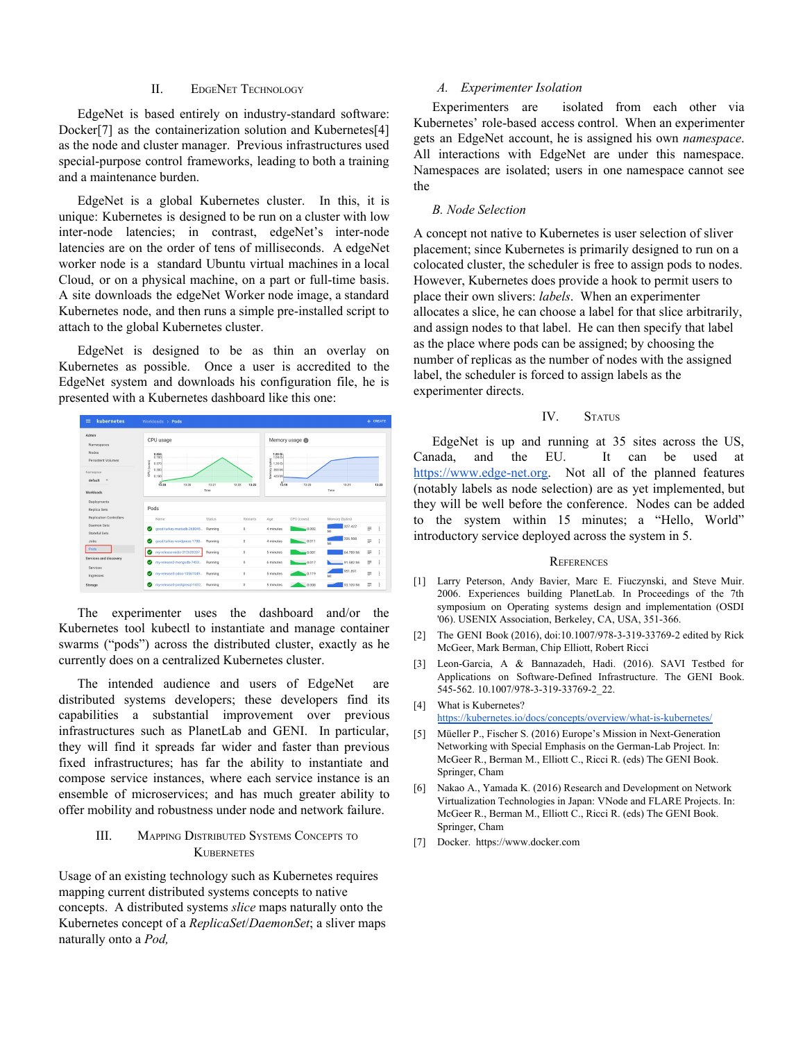## II. EdgeNet Technology

EdgeNet is based entirely on industry-standard software: Docker[7] as the containerization solution and Kubernetes[4] as the node and cluster manager. Previous infrastructures used special-purpose control frameworks, leading to both a training and a maintenance burden.

EdgeNet is a global Kubernetes cluster. In this, it is unique: Kubernetes is designed to be run on a cluster with low inter-node latencies; in contrast, edgeNet's inter-node latencies are on the order of tens of milliseconds. A edgeNet worker node is a standard Ubuntu virtual machines in a local Cloud, or on a physical machine, on a part or full-time basis. A site downloads the edgeNet Worker node image, a standard Kubernetes node, and then runs a simple pre-installed script to attach to the global Kubernetes cluster.

EdgeNet is designed to be as thin an overlay on Kubernetes as possible. Once a user is accredited to the EdgeNet system and downloads his configuration file, he is presented with a Kubernetes dashboard like this one:

The experimenter uses the dashboard and/or the Kubernetes tool kubectl to instantiate and manage container swarms ("pods") across the distributed cluster, exactly as he currently does on a centralized Kubernetes cluster.

The intended audience and users of EdgeNet are distributed systems developers; these developers find its capabilities a substantial improvement over previous infrastructures such as PlanetLab and GENI. In particular, they will find it spreads far wider and faster than previous fixed infrastructures; has far the ability to instantiate and compose service instances, where each service instance is an ensemble of microservices; and has much greater ability to offer mobility and robustness under node and network failure.

## III. Mapping Distributed Systems Concepts to Kubernetes

Usage of an existing technology such as Kubernetes requires mapping current distributed systems concepts to native concepts. A distributed systems *slice* maps naturally onto the Kubernetes concept of a *ReplicaSet*/*DaemonSet*; a sliver maps naturally onto a *Pod,*

### A. Experimenter Isolation

Experimenters are isolated from each other via Kubernetes' role-based access control. When an experimenter gets an EdgeNet account, he is assigned his own *namespace*. All interactions with EdgeNet are under this namespace. Namespaces are isolated; users in one namespace cannot see the

### B. Node Selection

A concept not native to Kubernetes is user selection of sliver placement; since Kubernetes is primarily designed to run on a colocated cluster, the scheduler is free to assign pods to nodes. However, Kubernetes does provide a hook to permit users to place their own slivers: *labels*. When an experimenter allocates a slice, he can choose a label for that slice arbitrarily, and assign nodes to that label. He can then specify that label as the place where pods can be assigned; by choosing the number of replicas as the number of nodes with the assigned label, the scheduler is forced to assign labels as the experimenter directs.

## IV. Status

EdgeNet is up and running at 35 sites across the US, Canada, and the EU. It can be used at https://www.edge-net.org. Not all of the planned features (notably labels as node selection) are as yet implemented, but they will be well before the conference. Nodes can be added to the system within 15 minutes; a "Hello, World" introductory service deployed across the system in 5.

## References

[1] Larry Peterson, Andy Bavier, Marc E. Fiuczynski, and Steve Muir. 2006. Experiences building PlanetLab. In Proceedings of the 7th symposium on Operating systems design and implementation (OSDI '06). USENIX Association, Berkeley, CA, USA, 351-366.

[2] The GENI Book (2016), doi:10.1007/978-3-319-33769-2 edited by Rick McGeer, Mark Berman, Chip Elliott, Robert Ricci

[3] Leon-Garcia, A & Bannazadeh, Hadi. (2016). SAVI Testbed for Applications on Software-Defined Infrastructure. The GENI Book. 545-562. 10.1007/978-3-319-33769-2_22.

[4] What is Kubernetes? https://kubernetes.io/docs/concepts/overview/what-is-kubernetes/

[5] Müeller P., Fischer S. (2016) Europe's Mission in Next-Generation Networking with Special Emphasis on the German-Lab Project. In: McGeer R., Berman M., Elliott C., Ricci R. (eds) The GENI Book. Springer, Cham

[6] Nakao A., Yamada K. (2016) Research and Development on Network Virtualization Technologies in Japan: VNode and FLARE Projects. In: McGeer R., Berman M., Elliott C., Ricci R. (eds) The GENI Book. Springer, Cham

[7] Docker. https://www.docker.com